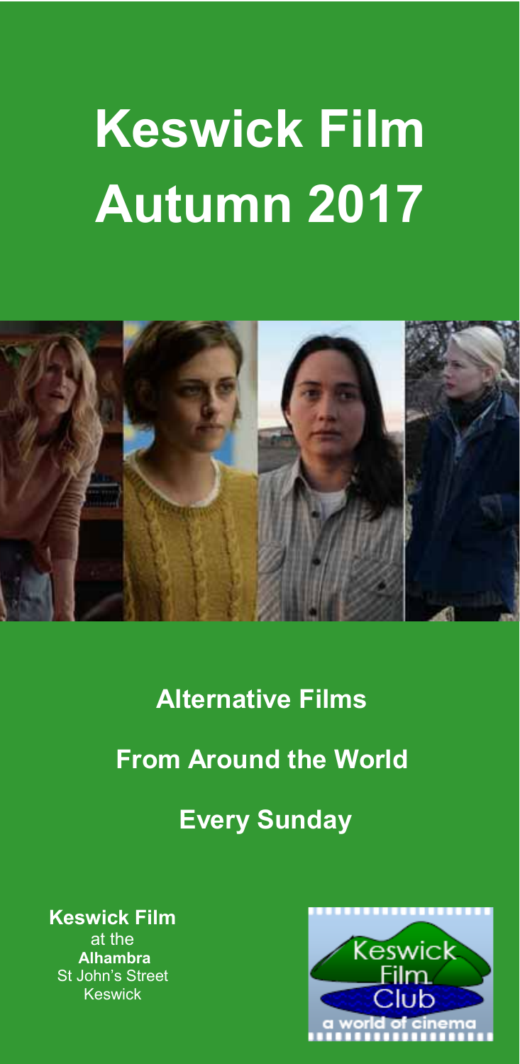# Keswick Film Autumn 2017

**Alternative Films**

**From Around the World**

**Every Sunday**

**Keswick Film**
at the
**Alhambra**
St John's Street
Keswick

Keswick Film Club
a world of cinema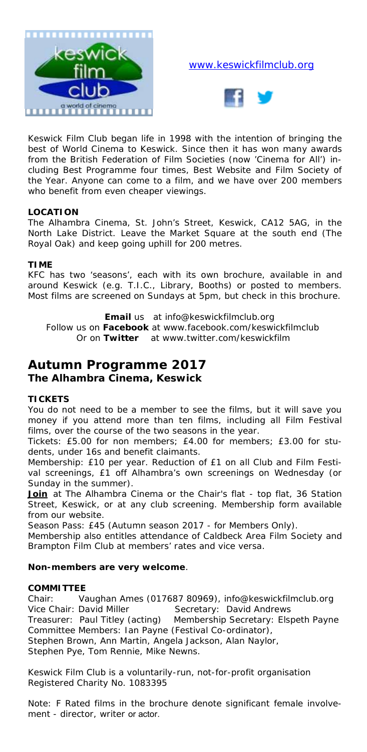www.keswickfilmclub.org

Keswick Film Club began life in 1998 with the intention of bringing the best of World Cinema to Keswick. Since then it has won many awards from the British Federation of Film Societies (now 'Cinema for All') including Best Programme four times, Best Website and Film Society of the Year. Anyone can come to a film, and we have over 200 members who benefit from even cheaper viewings.

**LOCATION**

The Alhambra Cinema, St. John's Street, Keswick, CA12 5AG, in the North Lake District. Leave the Market Square at the south end (The Royal Oak) and keep going uphill for 200 metres.

**TIME**

KFC has two 'seasons', each with its own brochure, available in and around Keswick (e.g. T.I.C., Library, Booths) or posted to members. Most films are screened on Sundays at 5pm, but check in this brochure.

**Email** us at info@keswickfilmclub.org
Follow us on **Facebook** at www.facebook.com/keswickfilmclub
Or on **Twitter** at www.twitter.com/keswickfilm

## Autumn Programme 2017
### The Alhambra Cinema, Keswick

**TICKETS**

You do not need to be a member to see the films, but it will save you money if you attend more than ten films, including all Film Festival films, over the course of the two seasons in the year.

Tickets: £5.00 for non members; £4.00 for members; £3.00 for students, under 16s and benefit claimants.

Membership: £10 per year. Reduction of £1 on all Club and Film Festival screenings, £1 off Alhambra's own screenings on Wednesday (or Sunday in the summer).

**Join** at The Alhambra Cinema or the Chair's flat - top flat, 36 Station Street, Keswick, or at any club screening. Membership form available from our website.

Season Pass: £45 (Autumn season 2017 - for Members Only).

Membership also entitles attendance of Caldbeck Area Film Society and Brampton Film Club at members' rates and vice versa.

**Non-members are very welcome**.

**COMMITTEE**

Chair: Vaughan Ames (017687 80969), info@keswickfilmclub.org
Vice Chair: David Miller Secretary: David Andrews
Treasurer: Paul Titley (acting) Membership Secretary: Elspeth Payne
Committee Members: Ian Payne (Festival Co-ordinator),
Stephen Brown, Ann Martin, Angela Jackson, Alan Naylor,
Stephen Pye, Tom Rennie, Mike Newns.

Keswick Film Club is a voluntarily-run, not-for-profit organisation
Registered Charity No. 1083395

Note: F Rated films in the brochure denote significant female involvement - director, writer or actor.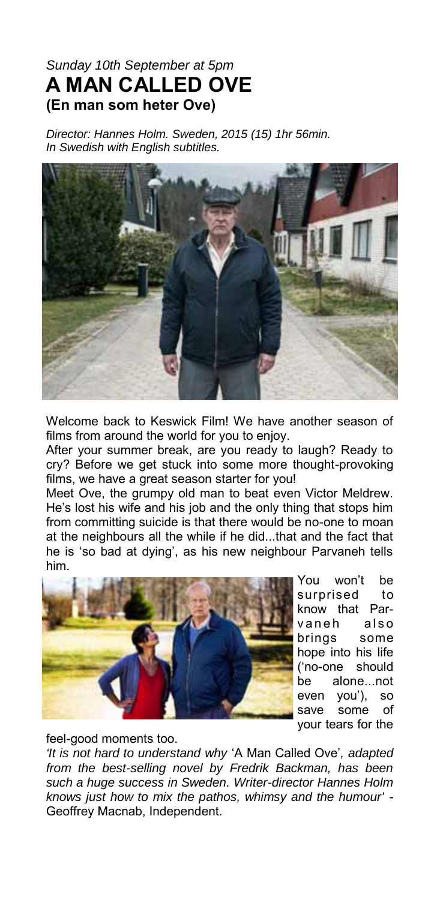*Sunday 10th September at 5pm*

# A MAN CALLED OVE

## (En man som heter Ove)

*Director: Hannes Holm. Sweden, 2015 (15) 1hr 56min.*
*In Swedish with English subtitles.*

Welcome back to Keswick Film! We have another season of films from around the world for you to enjoy.

After your summer break, are you ready to laugh? Ready to cry? Before we get stuck into some more thought-provoking films, we have a great season starter for you!

Meet Ove, the grumpy old man to beat even Victor Meldrew. He's lost his wife and his job and the only thing that stops him from committing suicide is that there would be no-one to moan at the neighbours all the while if he did...that and the fact that he is 'so bad at dying', as his new neighbour Parvaneh tells him.

You won't be surprised to know that Parvaneh also brings some hope into his life ('no-one should be alone...not even you'), so save some of your tears for the feel-good moments too.

*'It is not hard to understand why* 'A Man Called Ove'*, adapted from the best-selling novel by Fredrik Backman, has been such a huge success in Sweden. Writer-director Hannes Holm knows just how to mix the pathos, whimsy and the humour'* - Geoffrey Macnab, Independent.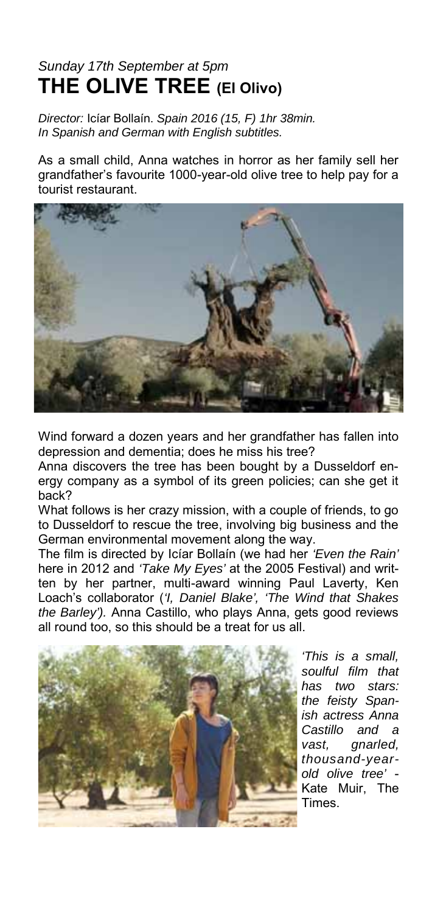*Sunday 17th September at 5pm*

## THE OLIVE TREE (El Olivo)

*Director:* Icíar Bollaín. *Spain 2016 (15, F) 1hr 38min. In Spanish and German with English subtitles.*

As a small child, Anna watches in horror as her family sell her grandfather's favourite 1000-year-old olive tree to help pay for a tourist restaurant.

Wind forward a dozen years and her grandfather has fallen into depression and dementia; does he miss his tree?

Anna discovers the tree has been bought by a Dusseldorf energy company as a symbol of its green policies; can she get it back?

What follows is her crazy mission, with a couple of friends, to go to Dusseldorf to rescue the tree, involving big business and the German environmental movement along the way.

The film is directed by Icíar Bollaín (we had her *'Even the Rain'* here in 2012 and *'Take My Eyes'* at the 2005 Festival) and written by her partner, multi-award winning Paul Laverty, Ken Loach's collaborator (*'I, Daniel Blake', 'The Wind that Shakes the Barley')*. Anna Castillo, who plays Anna, gets good reviews all round too, so this should be a treat for us all.

*'This is a small, soulful film that has two stars: the feisty Spanish actress Anna Castillo and a vast, gnarled, thousand-year-old olive tree'* - Kate Muir, The Times.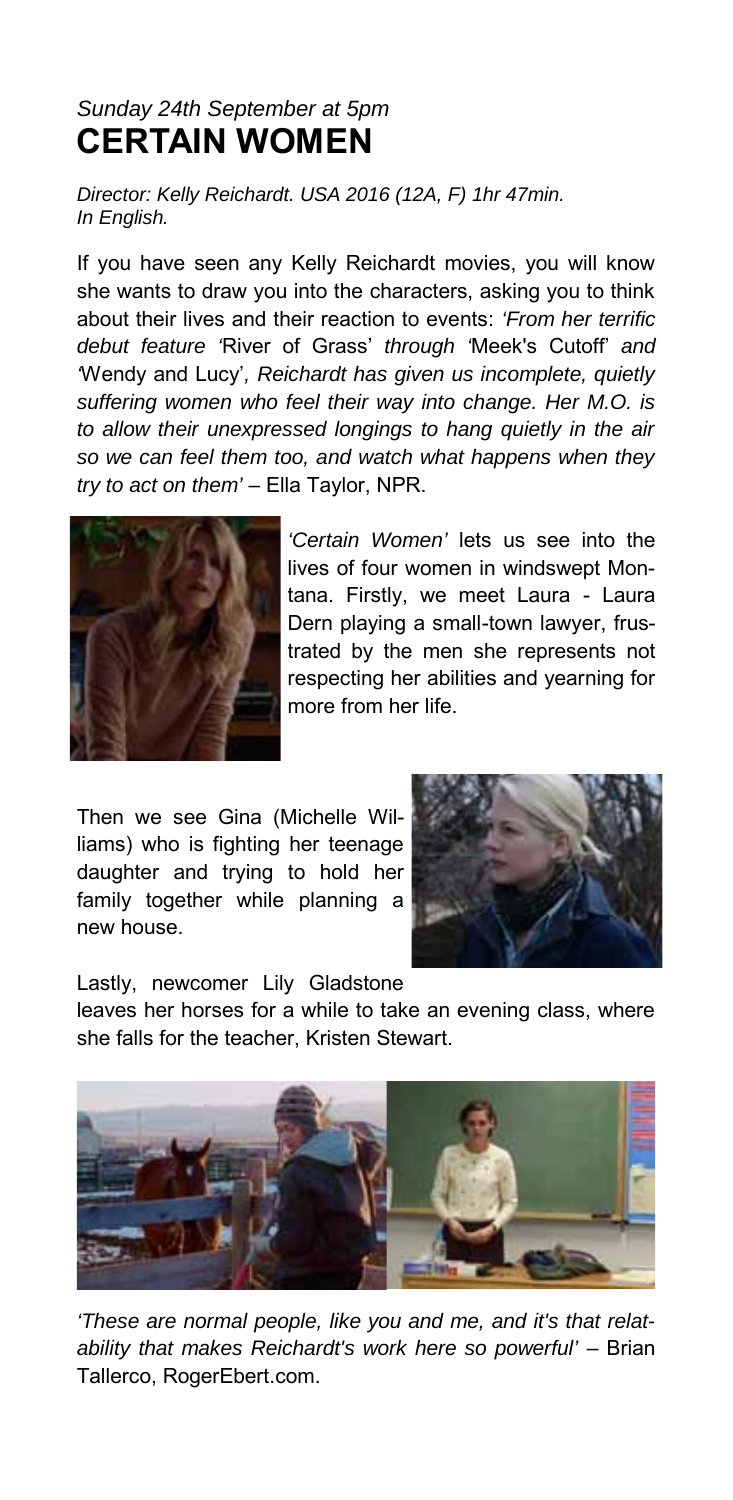*Sunday 24th September at 5pm*

# CERTAIN WOMEN

*Director: Kelly Reichardt. USA 2016 (12A, F) 1hr 47min. In English.*

If you have seen any Kelly Reichardt movies, you will know she wants to draw you into the characters, asking you to think about their lives and their reaction to events: *'From her terrific debut feature '*River of Grass' *through '*Meek's Cutoff' *and '*Wendy and Lucy'*, Reichardt has given us incomplete, quietly suffering women who feel their way into change. Her M.O. is to allow their unexpressed longings to hang quietly in the air so we can feel them too, and watch what happens when they try to act on them'* – Ella Taylor, NPR.

*'Certain Women'* lets us see into the lives of four women in windswept Montana. Firstly, we meet Laura - Laura Dern playing a small-town lawyer, frustrated by the men she represents not respecting her abilities and yearning for more from her life.

Then we see Gina (Michelle Williams) who is fighting her teenage daughter and trying to hold her family together while planning a new house.

Lastly, newcomer Lily Gladstone leaves her horses for a while to take an evening class, where she falls for the teacher, Kristen Stewart.

*'These are normal people, like you and me, and it's that relatability that makes Reichardt's work here so powerful'* – Brian Tallerco, RogerEbert.com.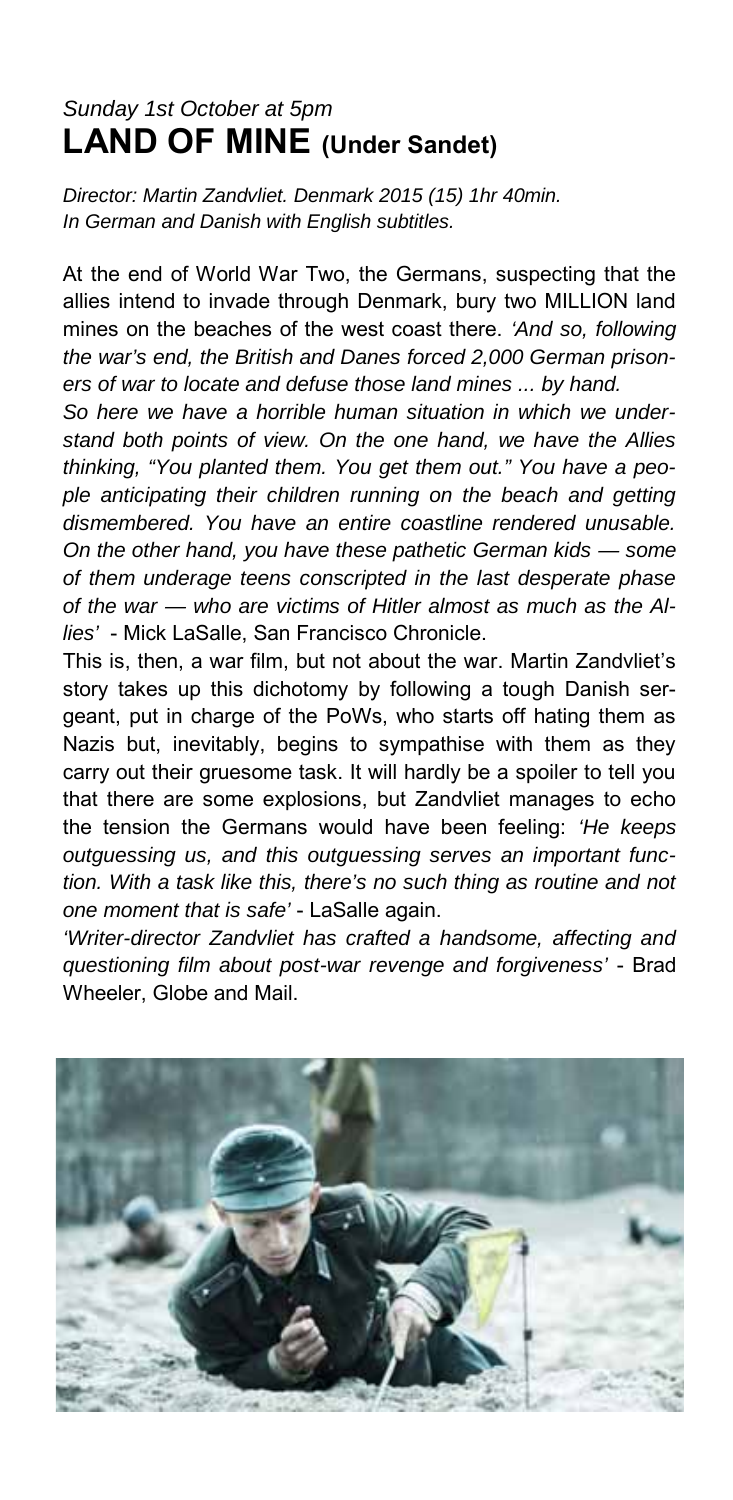*Sunday 1st October at 5pm*

# LAND OF MINE (Under Sandet)

*Director: Martin Zandvliet. Denmark 2015 (15) 1hr 40min.*
*In German and Danish with English subtitles.*

At the end of World War Two, the Germans, suspecting that the allies intend to invade through Denmark, bury two MILLION land mines on the beaches of the west coast there. *'And so, following the war's end, the British and Danes forced 2,000 German prisoners of war to locate and defuse those land mines ... by hand.*

*So here we have a horrible human situation in which we understand both points of view. On the one hand, we have the Allies thinking, "You planted them. You get them out." You have a people anticipating their children running on the beach and getting dismembered. You have an entire coastline rendered unusable. On the other hand, you have these pathetic German kids — some of them underage teens conscripted in the last desperate phase of the war — who are victims of Hitler almost as much as the Allies'* - Mick LaSalle, San Francisco Chronicle.

This is, then, a war film, but not about the war. Martin Zandvliet's story takes up this dichotomy by following a tough Danish sergeant, put in charge of the PoWs, who starts off hating them as Nazis but, inevitably, begins to sympathise with them as they carry out their gruesome task. It will hardly be a spoiler to tell you that there are some explosions, but Zandvliet manages to echo the tension the Germans would have been feeling: *'He keeps outguessing us, and this outguessing serves an important function. With a task like this, there's no such thing as routine and not one moment that is safe'* - LaSalle again.

*'Writer-director Zandvliet has crafted a handsome, affecting and questioning film about post-war revenge and forgiveness'* - Brad Wheeler, Globe and Mail.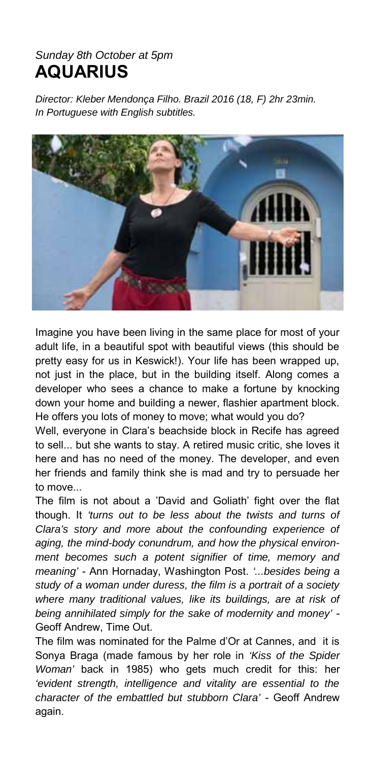*Sunday 8th October at 5pm*

# AQUARIUS

*Director: Kleber Mendonça Filho. Brazil 2016 (18, F) 2hr 23min. In Portuguese with English subtitles.*

Imagine you have been living in the same place for most of your adult life, in a beautiful spot with beautiful views (this should be pretty easy for us in Keswick!). Your life has been wrapped up, not just in the place, but in the building itself. Along comes a developer who sees a chance to make a fortune by knocking down your home and building a newer, flashier apartment block. He offers you lots of money to move; what would you do?

Well, everyone in Clara's beachside block in Recife has agreed to sell... but she wants to stay. A retired music critic, she loves it here and has no need of the money. The developer, and even her friends and family think she is mad and try to persuade her to move...

The film is not about a 'David and Goliath' fight over the flat though. It *'turns out to be less about the twists and turns of Clara's story and more about the confounding experience of aging, the mind-body conundrum, and how the physical environment becomes such a potent signifier of time, memory and meaning'* - Ann Hornaday, Washington Post. *'...besides being a study of a woman under duress, the film is a portrait of a society where many traditional values, like its buildings, are at risk of being annihilated simply for the sake of modernity and money'* - Geoff Andrew, Time Out.

The film was nominated for the Palme d'Or at Cannes, and it is Sonya Braga (made famous by her role in *'Kiss of the Spider Woman'* back in 1985) who gets much credit for this: her *'evident strength, intelligence and vitality are essential to the character of the embattled but stubborn Clara'* - Geoff Andrew again.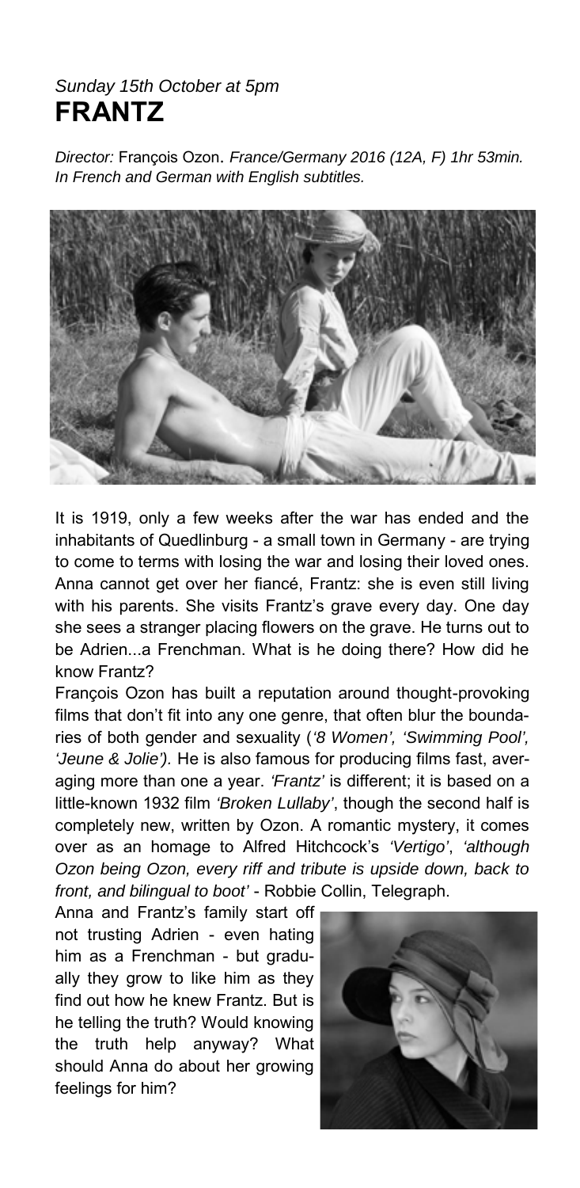*Sunday 15th October at 5pm*

# FRANTZ

*Director:* François Ozon. *France/Germany 2016 (12A, F) 1hr 53min. In French and German with English subtitles.*

It is 1919, only a few weeks after the war has ended and the inhabitants of Quedlinburg - a small town in Germany - are trying to come to terms with losing the war and losing their loved ones. Anna cannot get over her fiancé, Frantz: she is even still living with his parents. She visits Frantz's grave every day. One day she sees a stranger placing flowers on the grave. He turns out to be Adrien...a Frenchman. What is he doing there? How did he know Frantz?

François Ozon has built a reputation around thought-provoking films that don't fit into any one genre, that often blur the boundaries of both gender and sexuality (*'8 Women', 'Swimming Pool', 'Jeune & Jolie').* He is also famous for producing films fast, averaging more than one a year. *'Frantz'* is different; it is based on a little-known 1932 film *'Broken Lullaby'*, though the second half is completely new, written by Ozon. A romantic mystery, it comes over as an homage to Alfred Hitchcock's *'Vertigo'*, *'although Ozon being Ozon, every riff and tribute is upside down, back to front, and bilingual to boot'* - Robbie Collin, Telegraph.

Anna and Frantz's family start off not trusting Adrien - even hating him as a Frenchman - but gradually they grow to like him as they find out how he knew Frantz. But is he telling the truth? Would knowing the truth help anyway? What should Anna do about her growing feelings for him?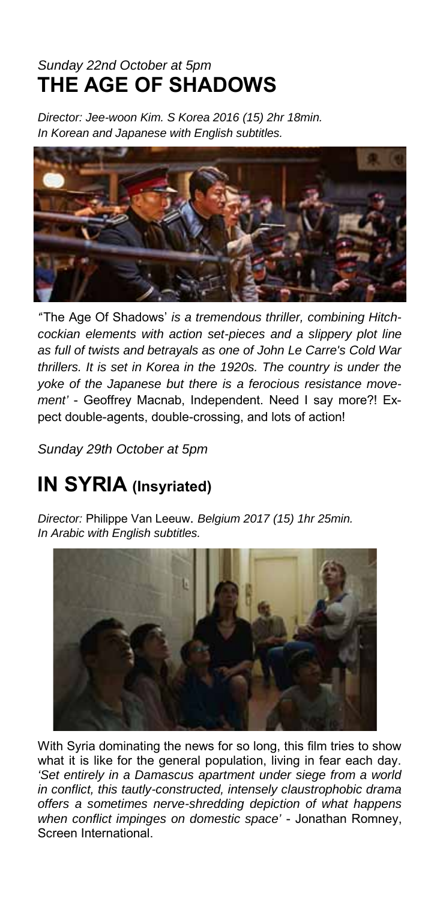*Sunday 22nd October at 5pm*

## THE AGE OF SHADOWS

*Director: Jee-woon Kim. S Korea 2016 (15) 2hr 18min.*
*In Korean and Japanese with English subtitles.*

*"*The Age Of Shadows' *is a tremendous thriller, combining Hitchcockian elements with action set-pieces and a slippery plot line as full of twists and betrayals as one of John Le Carre's Cold War thrillers. It is set in Korea in the 1920s. The country is under the yoke of the Japanese but there is a ferocious resistance movement'* - Geoffrey Macnab, Independent. Need I say more?! Expect double-agents, double-crossing, and lots of action!

*Sunday 29th October at 5pm*

## IN SYRIA (Insyriated)

*Director:* Philippe Van Leeuw. *Belgium 2017 (15) 1hr 25min.*
*In Arabic with English subtitles.*

With Syria dominating the news for so long, this film tries to show what it is like for the general population, living in fear each day. *'Set entirely in a Damascus apartment under siege from a world in conflict, this tautly-constructed, intensely claustrophobic drama offers a sometimes nerve-shredding depiction of what happens when conflict impinges on domestic space'* - Jonathan Romney, Screen International.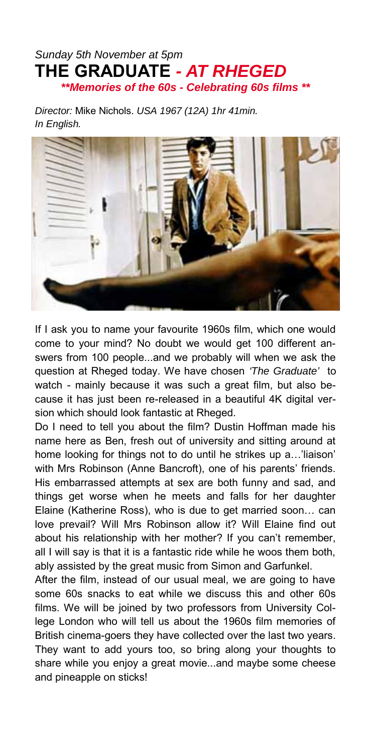*Sunday 5th November at 5pm*

# THE GRADUATE *- AT RHEGED*

***\*\*Memories of the 60s - Celebrating 60s films \*\****

*Director:* Mike Nichols. *USA 1967 (12A) 1hr 41min.*
*In English.*

If I ask you to name your favourite 1960s film, which one would come to your mind? No doubt we would get 100 different answers from 100 people...and we probably will when we ask the question at Rheged today. We have chosen *'The Graduate'* to watch - mainly because it was such a great film, but also because it has just been re-released in a beautiful 4K digital version which should look fantastic at Rheged.

Do I need to tell you about the film? Dustin Hoffman made his name here as Ben, fresh out of university and sitting around at home looking for things not to do until he strikes up a…'liaison' with Mrs Robinson (Anne Bancroft), one of his parents' friends. His embarrassed attempts at sex are both funny and sad, and things get worse when he meets and falls for her daughter Elaine (Katherine Ross), who is due to get married soon… can love prevail? Will Mrs Robinson allow it? Will Elaine find out about his relationship with her mother? If you can't remember, all I will say is that it is a fantastic ride while he woos them both, ably assisted by the great music from Simon and Garfunkel.

After the film, instead of our usual meal, we are going to have some 60s snacks to eat while we discuss this and other 60s films. We will be joined by two professors from University College London who will tell us about the 1960s film memories of British cinema-goers they have collected over the last two years. They want to add yours too, so bring along your thoughts to share while you enjoy a great movie...and maybe some cheese and pineapple on sticks!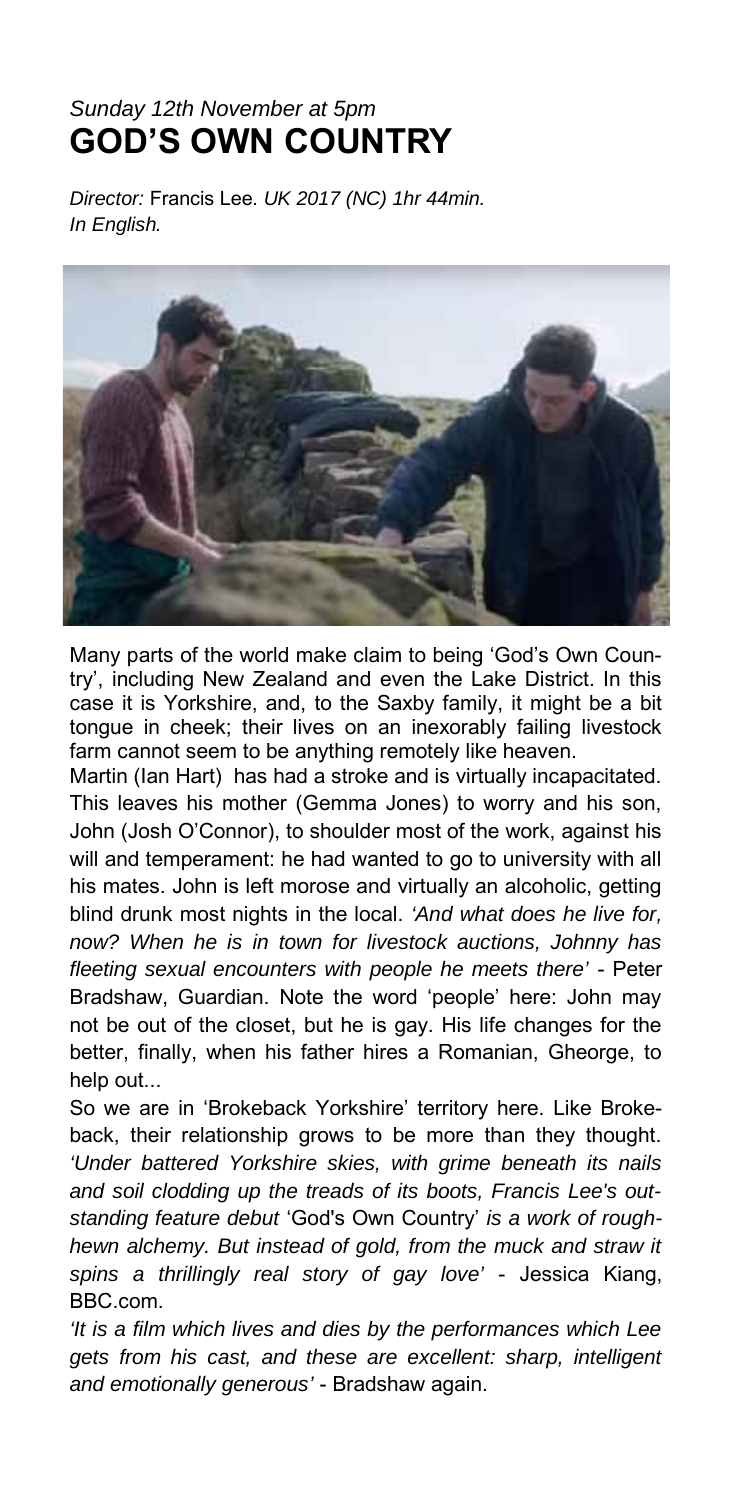*Sunday 12th November at 5pm*

# GOD'S OWN COUNTRY

*Director:* Francis Lee. *UK 2017 (NC) 1hr 44min.*
*In English.*

Many parts of the world make claim to being 'God's Own Country', including New Zealand and even the Lake District. In this case it is Yorkshire, and, to the Saxby family, it might be a bit tongue in cheek; their lives on an inexorably failing livestock farm cannot seem to be anything remotely like heaven.

Martin (Ian Hart) has had a stroke and is virtually incapacitated. This leaves his mother (Gemma Jones) to worry and his son, John (Josh O'Connor), to shoulder most of the work, against his will and temperament: he had wanted to go to university with all his mates. John is left morose and virtually an alcoholic, getting blind drunk most nights in the local. *'And what does he live for, now? When he is in town for livestock auctions, Johnny has fleeting sexual encounters with people he meets there'* - Peter Bradshaw, Guardian. Note the word 'people' here: John may not be out of the closet, but he is gay. His life changes for the better, finally, when his father hires a Romanian, Gheorge, to help out...

So we are in 'Brokeback Yorkshire' territory here. Like Brokeback, their relationship grows to be more than they thought. *'Under battered Yorkshire skies, with grime beneath its nails and soil clodding up the treads of its boots, Francis Lee's outstanding feature debut* 'God's Own Country' *is a work of rough-hewn alchemy. But instead of gold, from the muck and straw it spins a thrillingly real story of gay love'* - Jessica Kiang, BBC.com.

*'It is a film which lives and dies by the performances which Lee gets from his cast, and these are excellent: sharp, intelligent and emotionally generous'* - Bradshaw again.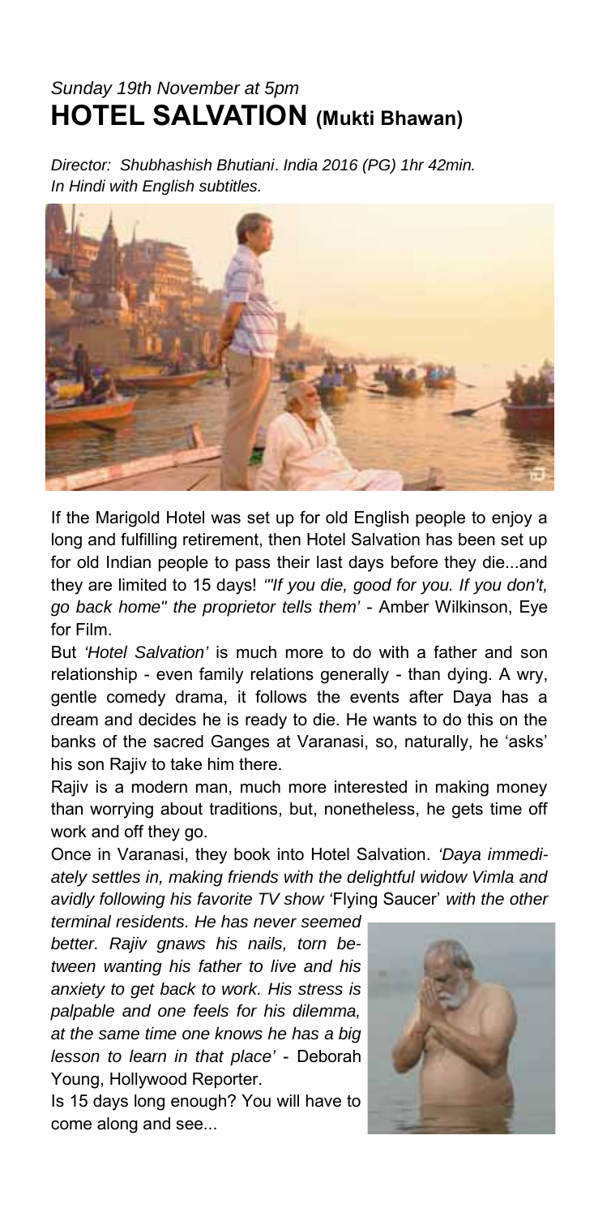*Sunday 19th November at 5pm*

# HOTEL SALVATION (Mukti Bhawan)

*Director: Shubhashish Bhutiani. India 2016 (PG) 1hr 42min.*
*In Hindi with English subtitles.*

If the Marigold Hotel was set up for old English people to enjoy a long and fulfilling retirement, then Hotel Salvation has been set up for old Indian people to pass their last days before they die...and they are limited to 15 days! *'"If you die, good for you. If you don't, go back home" the proprietor tells them'* - Amber Wilkinson, Eye for Film.

But *'Hotel Salvation'* is much more to do with a father and son relationship - even family relations generally - than dying. A wry, gentle comedy drama, it follows the events after Daya has a dream and decides he is ready to die. He wants to do this on the banks of the sacred Ganges at Varanasi, so, naturally, he 'asks' his son Rajiv to take him there.

Rajiv is a modern man, much more interested in making money than worrying about traditions, but, nonetheless, he gets time off work and off they go.

Once in Varanasi, they book into Hotel Salvation. *'Daya immediately settles in, making friends with the delightful widow Vimla and avidly following his favorite TV show '*Flying Saucer' *with the other terminal residents. He has never seemed better. Rajiv gnaws his nails, torn between wanting his father to live and his anxiety to get back to work. His stress is palpable and one feels for his dilemma, at the same time one knows he has a big lesson to learn in that place'* - Deborah Young, Hollywood Reporter.

Is 15 days long enough? You will have to come along and see...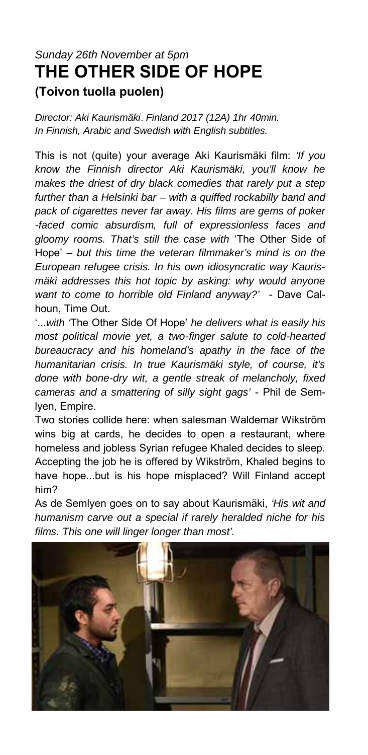*Sunday 26th November at 5pm*

# THE OTHER SIDE OF HOPE

### (Toivon tuolla puolen)

*Director: Aki Kaurismäki*. *Finland 2017 (12A) 1hr 40min.*
*In Finnish, Arabic and Swedish with English subtitles.*

This is not (quite) your average Aki Kaurismäki film: *'If you know the Finnish director Aki Kaurismäki, you'll know he makes the driest of dry black comedies that rarely put a step further than a Helsinki bar – with a quiffed rockabilly band and pack of cigarettes never far away. His films are gems of poker-faced comic absurdism, full of expressionless faces and gloomy rooms. That's still the case with* 'The Other Side of Hope' *– but this time the veteran filmmaker's mind is on the European refugee crisis. In his own idiosyncratic way Kaurismäki addresses this hot topic by asking: why would anyone want to come to horrible old Finland anyway?'* - Dave Calhoun, Time Out.

'...*with '*The Other Side Of Hope' *he delivers what is easily his most political movie yet, a two-finger salute to cold-hearted bureaucracy and his homeland's apathy in the face of the humanitarian crisis. In true Kaurismäki style, of course, it's done with bone-dry wit, a gentle streak of melancholy, fixed cameras and a smattering of silly sight gags'* - Phil de Semlyen, Empire.

Two stories collide here: when salesman Waldemar Wikström wins big at cards, he decides to open a restaurant, where homeless and jobless Syrian refugee Khaled decides to sleep. Accepting the job he is offered by Wikström, Khaled begins to have hope...but is his hope misplaced? Will Finland accept him?

As de Semlyen goes on to say about Kaurismäki, *'His wit and humanism carve out a special if rarely heralded niche for his films. This one will linger longer than most'.*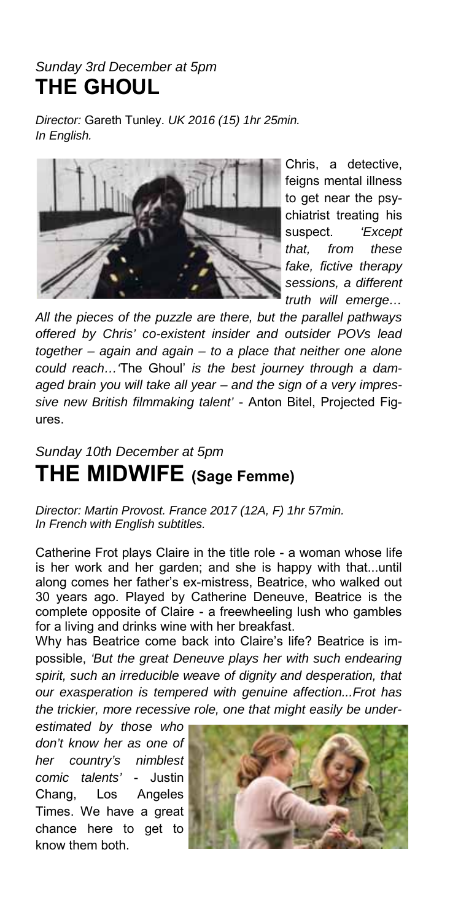*Sunday 3rd December at 5pm*

## THE GHOUL

*Director:* Gareth Tunley. *UK 2016 (15) 1hr 25min. In English.*

Chris, a detective, feigns mental illness to get near the psychiatrist treating his suspect. *'Except that, from these fake, fictive therapy sessions, a different truth will emerge… All the pieces of the puzzle are there, but the parallel pathways offered by Chris' co-existent insider and outsider POVs lead together – again and again – to a place that neither one alone could reach…'*The Ghoul' *is the best journey through a damaged brain you will take all year – and the sign of a very impressive new British filmmaking talent'* - Anton Bitel, Projected Figures.

*Sunday 10th December at 5pm*

## THE MIDWIFE (Sage Femme)

*Director: Martin Provost. France 2017 (12A, F) 1hr 57min. In French with English subtitles.*

Catherine Frot plays Claire in the title role - a woman whose life is her work and her garden; and she is happy with that...until along comes her father's ex-mistress, Beatrice, who walked out 30 years ago. Played by Catherine Deneuve, Beatrice is the complete opposite of Claire - a freewheeling lush who gambles for a living and drinks wine with her breakfast.

Why has Beatrice come back into Claire's life? Beatrice is impossible, *'But the great Deneuve plays her with such endearing spirit, such an irreducible weave of dignity and desperation, that our exasperation is tempered with genuine affection...Frot has the trickier, more recessive role, one that might easily be underestimated by those who don't know her as one of her country's nimblest comic talents'* - Justin Chang, Los Angeles Times. We have a great chance here to get to know them both.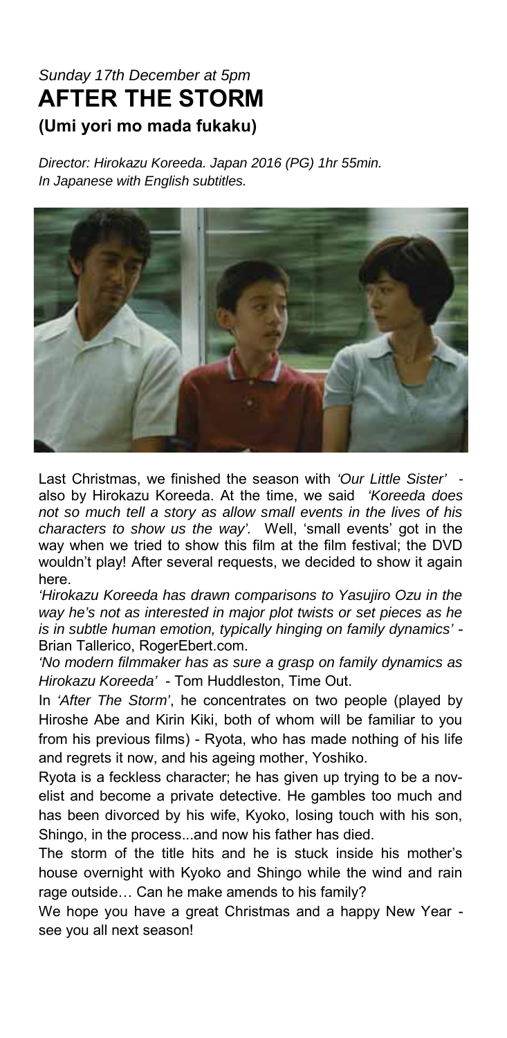*Sunday 17th December at 5pm*

# AFTER THE STORM

## (Umi yori mo mada fukaku)

*Director: Hirokazu Koreeda. Japan 2016 (PG) 1hr 55min.*
*In Japanese with English subtitles.*

Last Christmas, we finished the season with *'Our Little Sister'* - also by Hirokazu Koreeda. At the time, we said *'Koreeda does not so much tell a story as allow small events in the lives of his characters to show us the way'.* Well, 'small events' got in the way when we tried to show this film at the film festival; the DVD wouldn't play! After several requests, we decided to show it again here.

*'Hirokazu Koreeda has drawn comparisons to Yasujiro Ozu in the way he's not as interested in major plot twists or set pieces as he is in subtle human emotion, typically hinging on family dynamics'* - Brian Tallerico, RogerEbert.com.

*'No modern filmmaker has as sure a grasp on family dynamics as Hirokazu Koreeda'* - Tom Huddleston, Time Out.

In *'After The Storm'*, he concentrates on two people (played by Hiroshe Abe and Kirin Kiki, both of whom will be familiar to you from his previous films) - Ryota, who has made nothing of his life and regrets it now, and his ageing mother, Yoshiko.

Ryota is a feckless character; he has given up trying to be a novelist and become a private detective. He gambles too much and has been divorced by his wife, Kyoko, losing touch with his son, Shingo, in the process...and now his father has died.

The storm of the title hits and he is stuck inside his mother's house overnight with Kyoko and Shingo while the wind and rain rage outside… Can he make amends to his family?

We hope you have a great Christmas and a happy New Year - see you all next season!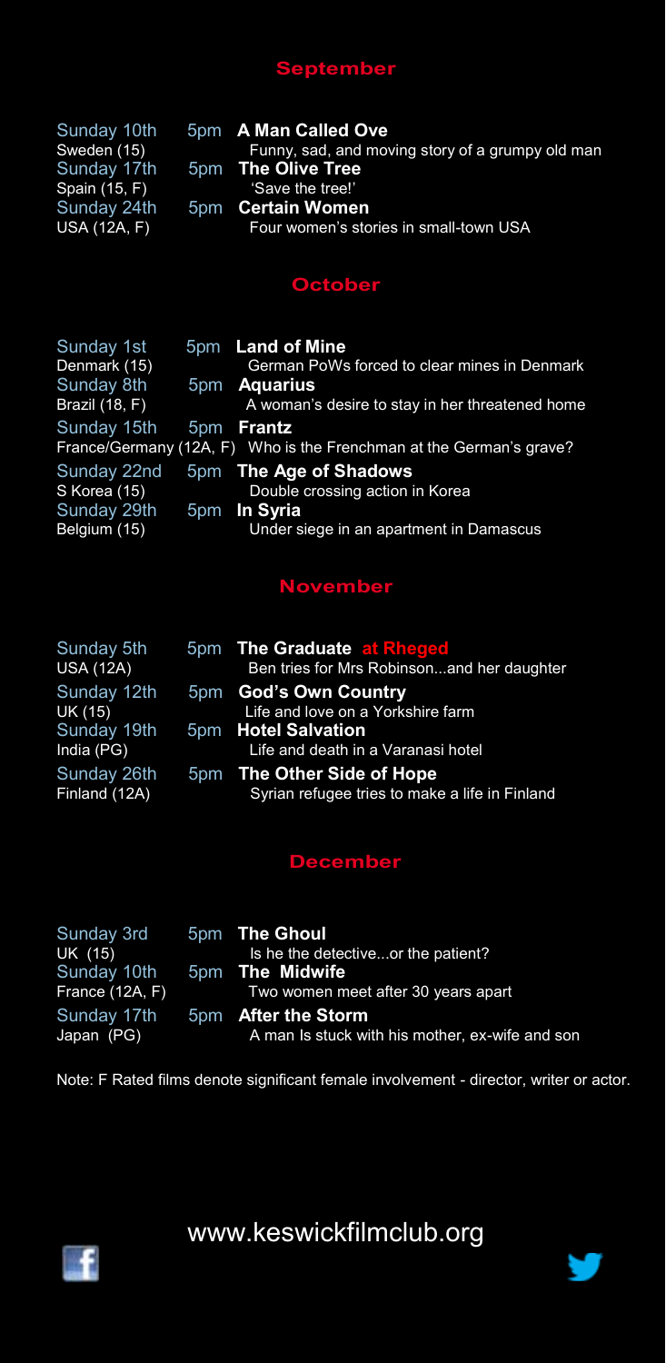## September

Sunday 10th 5pm **A Man Called Ove**
Sweden (15) Funny, sad, and moving story of a grumpy old man

Sunday 17th 5pm **The Olive Tree**
Spain (15, F) 'Save the tree!'

Sunday 24th 5pm **Certain Women**
USA (12A, F) Four women's stories in small-town USA

## October

Sunday 1st 5pm **Land of Mine**
Denmark (15) German PoWs forced to clear mines in Denmark

Sunday 8th 5pm **Aquarius**
Brazil (18, F) A woman's desire to stay in her threatened home

Sunday 15th 5pm **Frantz**
France/Germany (12A, F) Who is the Frenchman at the German's grave?

Sunday 22nd 5pm **The Age of Shadows**
S Korea (15) Double crossing action in Korea

Sunday 29th 5pm **In Syria**
Belgium (15) Under siege in an apartment in Damascus

## November

Sunday 5th 5pm **The Graduate** **at Rheged**
USA (12A) Ben tries for Mrs Robinson...and her daughter

Sunday 12th 5pm **God's Own Country**
UK (15) Life and love on a Yorkshire farm

Sunday 19th 5pm **Hotel Salvation**
India (PG) Life and death in a Varanasi hotel

Sunday 26th 5pm **The Other Side of Hope**
Finland (12A) Syrian refugee tries to make a life in Finland

## December

Sunday 3rd 5pm **The Ghoul**
UK (15) Is he the detective...or the patient?

Sunday 10th 5pm **The Midwife**
France (12A, F) Two women meet after 30 years apart

Sunday 17th 5pm **After the Storm**
Japan (PG) A man Is stuck with his mother, ex-wife and son

Note: F Rated films denote significant female involvement - director, writer or actor.

www.keswickfilmclub.org